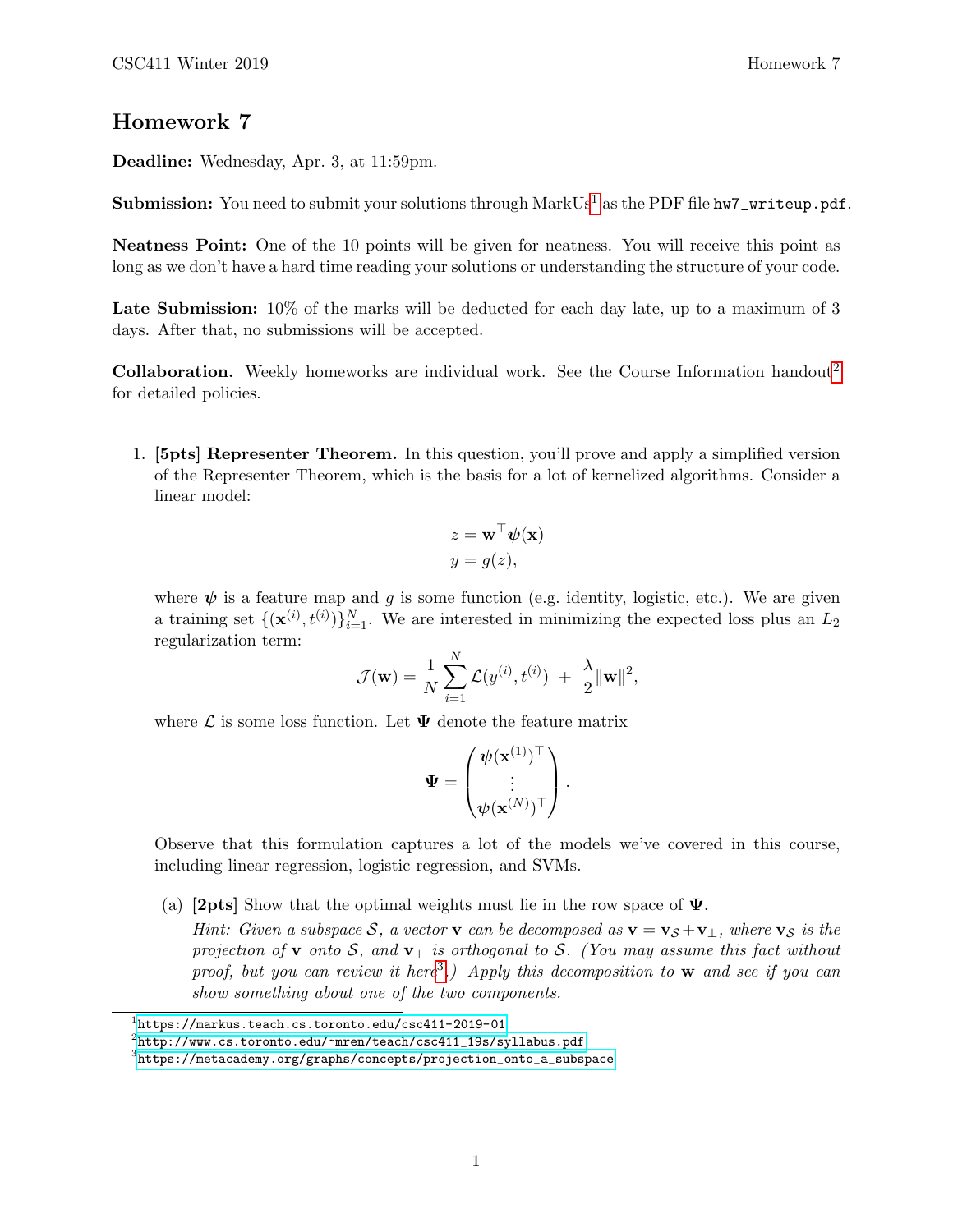# Homework 7

**Deadline:** Wednesday, Apr. 3, at 11:59pm.

**Submission:** You need to submit your solutions through MarkUs[1] as the PDF file `hw7_writeup.pdf`.

**Neatness Point:** One of the 10 points will be given for neatness. You will receive this point as long as we don't have a hard time reading your solutions or understanding the structure of your code.

**Late Submission:** 10% of the marks will be deducted for each day late, up to a maximum of 3 days. After that, no submissions will be accepted.

**Collaboration.** Weekly homeworks are individual work. See the Course Information handout[2] for detailed policies.

1. **[5pts] Representer Theorem.** In this question, you'll prove and apply a simplified version of the Representer Theorem, which is the basis for a lot of kernelized algorithms. Consider a linear model:

$$
\begin{aligned}
z &= \mathbf{w}^\top \boldsymbol{\psi}(\mathbf{x}) \\
y &= g(z),
\end{aligned}
$$

where $\boldsymbol{\psi}$ is a feature map and $g$ is some function (e.g. identity, logistic, etc.). We are given a training set $\{(\mathbf{x}^{(i)}, t^{(i)})\}_{i=1}^N$. We are interested in minimizing the expected loss plus an $L_2$ regularization term:

$$
\mathcal{J}(\mathbf{w}) = \frac{1}{N} \sum_{i=1}^N \mathcal{L}(y^{(i)}, t^{(i)}) \; + \; \frac{\lambda}{2} \|\mathbf{w}\|^2,
$$

where $\mathcal{L}$ is some loss function. Let $\boldsymbol{\Psi}$ denote the feature matrix

$$
\boldsymbol{\Psi} = \begin{pmatrix} \boldsymbol{\psi}(\mathbf{x}^{(1)})^\top \\ \vdots \\ \boldsymbol{\psi}(\mathbf{x}^{(N)})^\top \end{pmatrix}.
$$

Observe that this formulation captures a lot of the models we've covered in this course, including linear regression, logistic regression, and SVMs.

   (a) **[2pts]** Show that the optimal weights must lie in the row space of $\boldsymbol{\Psi}$.

   *Hint: Given a subspace $\mathcal{S}$, a vector $\mathbf{v}$ can be decomposed as $\mathbf{v} = \mathbf{v}_\mathcal{S} + \mathbf{v}_\perp$, where $\mathbf{v}_\mathcal{S}$ is the projection of $\mathbf{v}$ onto $\mathcal{S}$, and $\mathbf{v}_\perp$ is orthogonal to $\mathcal{S}$. (You may assume this fact without proof, but you can review it here[3].) Apply this decomposition to $\mathbf{w}$ and see if you can show something about one of the two components.*

---

[1] https://markus.teach.cs.toronto.edu/csc411-2019-01

[2] http://www.cs.toronto.edu/~mren/teach/csc411_19s/syllabus.pdf

[3] https://metacademy.org/graphs/concepts/projection_onto_a_subspace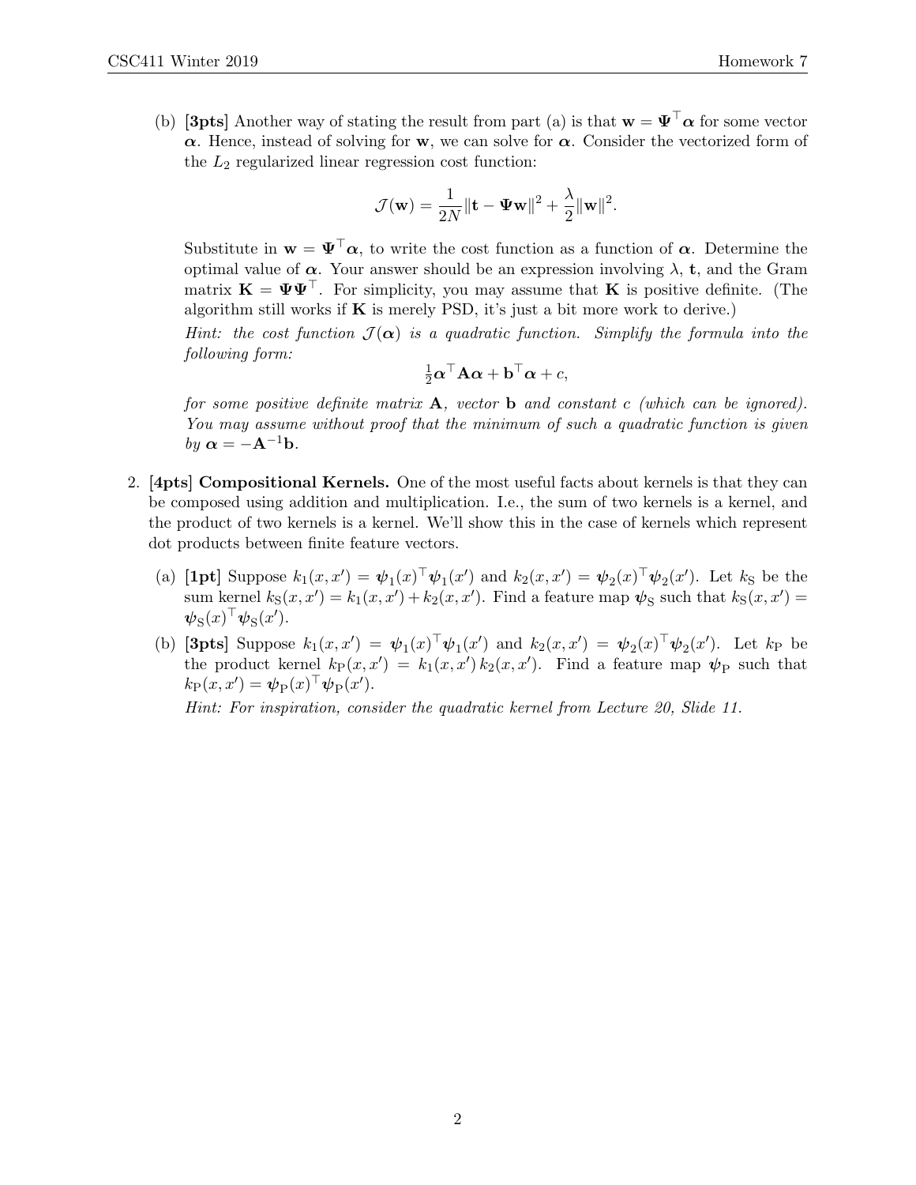(b) **[3pts]** Another way of stating the result from part (a) is that $\mathbf{w} = \mathbf{\Psi}^\top \boldsymbol{\alpha}$ for some vector $\boldsymbol{\alpha}$. Hence, instead of solving for $\mathbf{w}$, we can solve for $\boldsymbol{\alpha}$. Consider the vectorized form of the $L_2$ regularized linear regression cost function:

$$\mathcal{J}(\mathbf{w}) = \frac{1}{2N}\|\mathbf{t} - \mathbf{\Psi}\mathbf{w}\|^2 + \frac{\lambda}{2}\|\mathbf{w}\|^2.$$

Substitute in $\mathbf{w} = \mathbf{\Psi}^\top \boldsymbol{\alpha}$, to write the cost function as a function of $\boldsymbol{\alpha}$. Determine the optimal value of $\boldsymbol{\alpha}$. Your answer should be an expression involving $\lambda$, $\mathbf{t}$, and the Gram matrix $\mathbf{K} = \mathbf{\Psi}\mathbf{\Psi}^\top$. For simplicity, you may assume that $\mathbf{K}$ is positive definite. (The algorithm still works if $\mathbf{K}$ is merely PSD, it's just a bit more work to derive.)

*Hint: the cost function $\mathcal{J}(\boldsymbol{\alpha})$ is a quadratic function. Simplify the formula into the following form:*

$$\tfrac{1}{2}\boldsymbol{\alpha}^\top \mathbf{A}\boldsymbol{\alpha} + \mathbf{b}^\top \boldsymbol{\alpha} + c,$$

*for some positive definite matrix $\mathbf{A}$, vector $\mathbf{b}$ and constant $c$ (which can be ignored). You may assume without proof that the minimum of such a quadratic function is given by $\boldsymbol{\alpha} = -\mathbf{A}^{-1}\mathbf{b}$.*

2. **[4pts] Compositional Kernels.** One of the most useful facts about kernels is that they can be composed using addition and multiplication. I.e., the sum of two kernels is a kernel, and the product of two kernels is a kernel. We'll show this in the case of kernels which represent dot products between finite feature vectors.

   (a) **[1pt]** Suppose $k_1(x, x') = \boldsymbol{\psi}_1(x)^\top \boldsymbol{\psi}_1(x')$ and $k_2(x, x') = \boldsymbol{\psi}_2(x)^\top \boldsymbol{\psi}_2(x')$. Let $k_\text{S}$ be the sum kernel $k_\text{S}(x, x') = k_1(x, x') + k_2(x, x')$. Find a feature map $\boldsymbol{\psi}_\text{S}$ such that $k_\text{S}(x, x') = \boldsymbol{\psi}_\text{S}(x)^\top \boldsymbol{\psi}_\text{S}(x')$.

   (b) **[3pts]** Suppose $k_1(x, x') = \boldsymbol{\psi}_1(x)^\top \boldsymbol{\psi}_1(x')$ and $k_2(x, x') = \boldsymbol{\psi}_2(x)^\top \boldsymbol{\psi}_2(x')$. Let $k_\text{P}$ be the product kernel $k_\text{P}(x, x') = k_1(x, x')\, k_2(x, x')$. Find a feature map $\boldsymbol{\psi}_\text{P}$ such that $k_\text{P}(x, x') = \boldsymbol{\psi}_\text{P}(x)^\top \boldsymbol{\psi}_\text{P}(x')$.

   *Hint: For inspiration, consider the quadratic kernel from Lecture 20, Slide 11.*